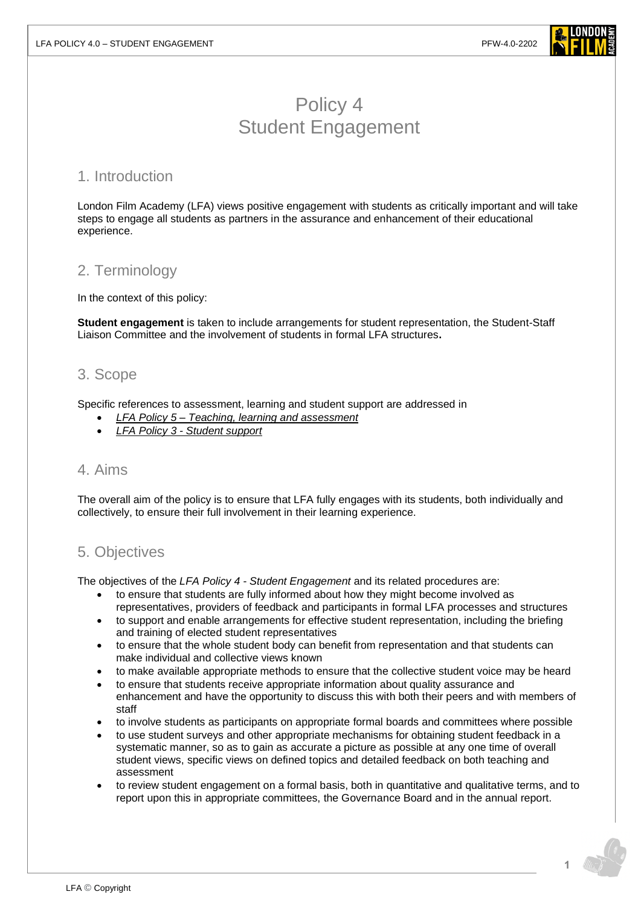# Policy 4
# Student Engagement

## 1. Introduction

London Film Academy (LFA) views positive engagement with students as critically important and will take steps to engage all students as partners in the assurance and enhancement of their educational experience.

## 2. Terminology

In the context of this policy:

**Student engagement** is taken to include arrangements for student representation, the Student-Staff Liaison Committee and the involvement of students in formal LFA structures**.**

## 3. Scope

Specific references to assessment, learning and student support are addressed in

- *LFA Policy 5 – Teaching, learning and assessment*
- *LFA Policy 3 - Student support*

## 4. Aims

The overall aim of the policy is to ensure that LFA fully engages with its students, both individually and collectively, to ensure their full involvement in their learning experience.

## 5. Objectives

The objectives of the *LFA Policy 4 - Student Engagement* and its related procedures are:

- to ensure that students are fully informed about how they might become involved as representatives, providers of feedback and participants in formal LFA processes and structures
- to support and enable arrangements for effective student representation, including the briefing and training of elected student representatives
- to ensure that the whole student body can benefit from representation and that students can make individual and collective views known
- to make available appropriate methods to ensure that the collective student voice may be heard
- to ensure that students receive appropriate information about quality assurance and enhancement and have the opportunity to discuss this with both their peers and with members of staff
- to involve students as participants on appropriate formal boards and committees where possible
- to use student surveys and other appropriate mechanisms for obtaining student feedback in a systematic manner, so as to gain as accurate a picture as possible at any one time of overall student views, specific views on defined topics and detailed feedback on both teaching and assessment
- to review student engagement on a formal basis, both in quantitative and qualitative terms, and to report upon this in appropriate committees, the Governance Board and in the annual report.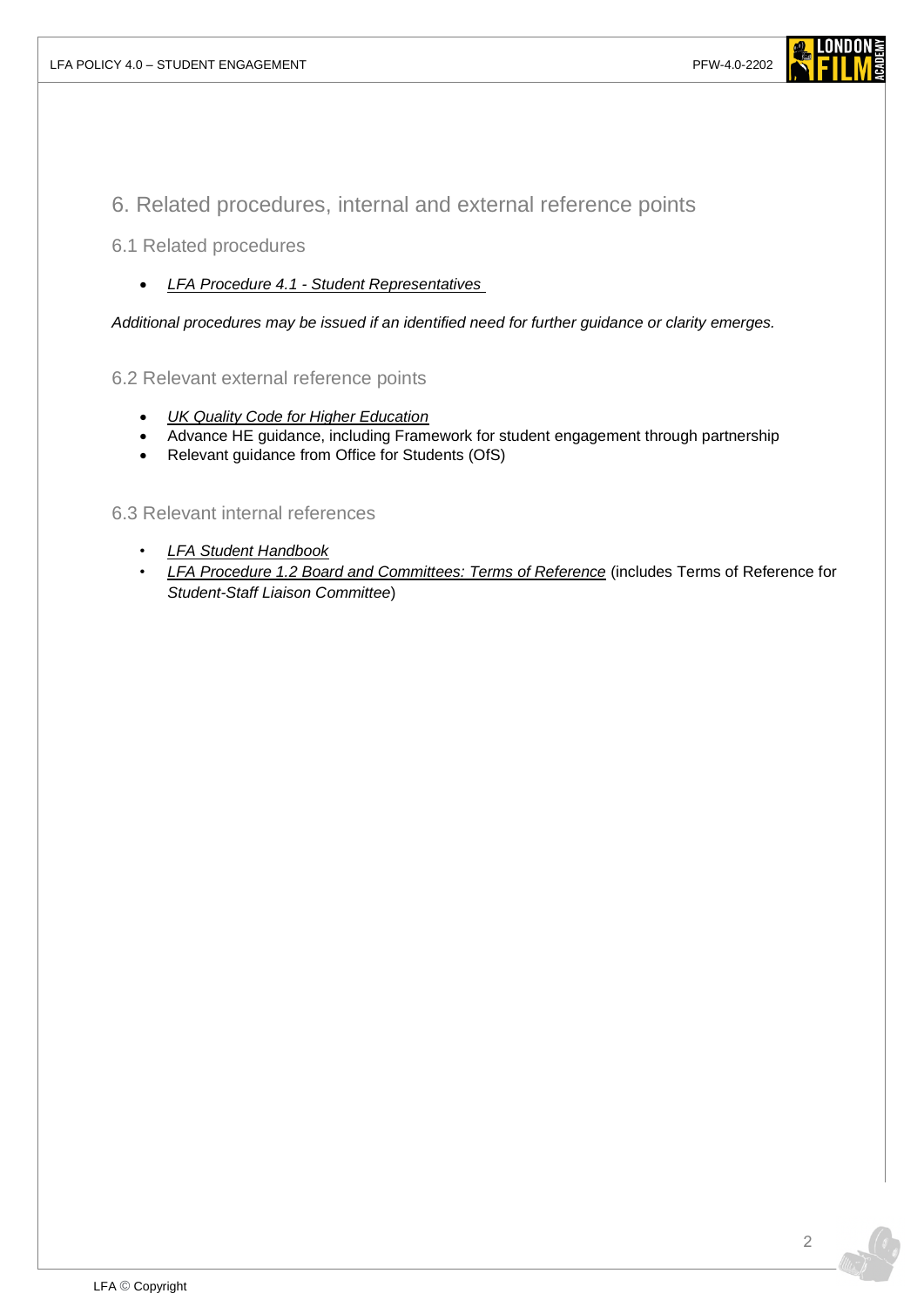## 6. Related procedures, internal and external reference points

### 6.1 Related procedures

- *LFA Procedure 4.1 - Student Representatives*

*Additional procedures may be issued if an identified need for further guidance or clarity emerges.*

### 6.2 Relevant external reference points

- *UK Quality Code for Higher Education*
- Advance HE guidance, including Framework for student engagement through partnership
- Relevant guidance from Office for Students (OfS)

### 6.3 Relevant internal references

- *LFA Student Handbook*
- *LFA Procedure 1.2 Board and Committees: Terms of Reference* (includes Terms of Reference for *Student-Staff Liaison Committee*)